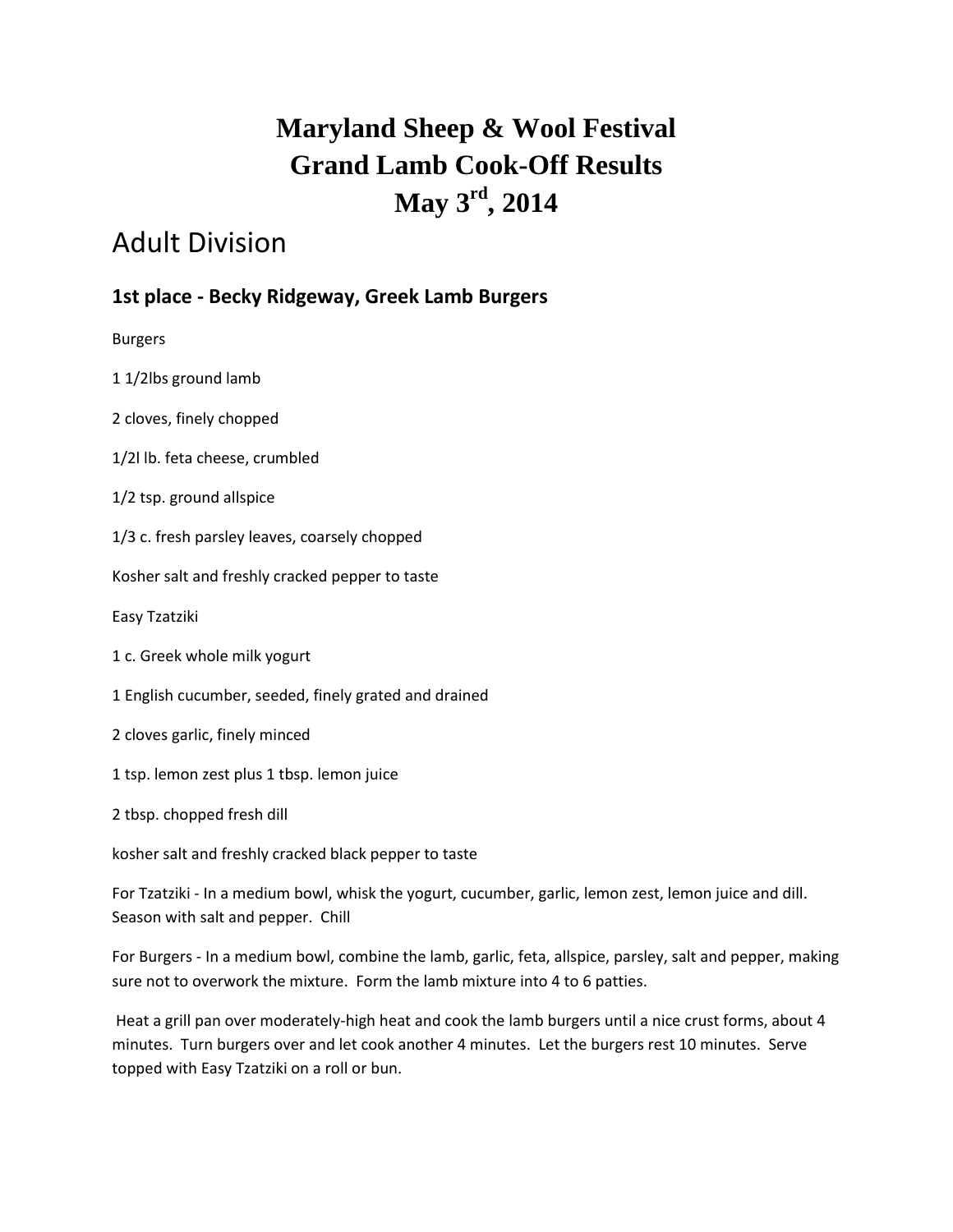# Maryland Sheep & Wool Festival
# Grand Lamb Cook-Off Results
# May 3rd, 2014

## Adult Division

### 1st place - Becky Ridgeway, Greek Lamb Burgers

Burgers

1 1/2lbs ground lamb

2 cloves, finely chopped

1/2l lb. feta cheese, crumbled

1/2 tsp. ground allspice

1/3 c. fresh parsley leaves, coarsely chopped

Kosher salt and freshly cracked pepper to taste

Easy Tzatziki

1 c. Greek whole milk yogurt

1 English cucumber, seeded, finely grated and drained

2 cloves garlic, finely minced

1 tsp. lemon zest plus 1 tbsp. lemon juice

2 tbsp. chopped fresh dill

kosher salt and freshly cracked black pepper to taste

For Tzatziki - In a medium bowl, whisk the yogurt, cucumber, garlic, lemon zest, lemon juice and dill. Season with salt and pepper. Chill

For Burgers - In a medium bowl, combine the lamb, garlic, feta, allspice, parsley, salt and pepper, making sure not to overwork the mixture. Form the lamb mixture into 4 to 6 patties.

Heat a grill pan over moderately-high heat and cook the lamb burgers until a nice crust forms, about 4 minutes. Turn burgers over and let cook another 4 minutes. Let the burgers rest 10 minutes. Serve topped with Easy Tzatziki on a roll or bun.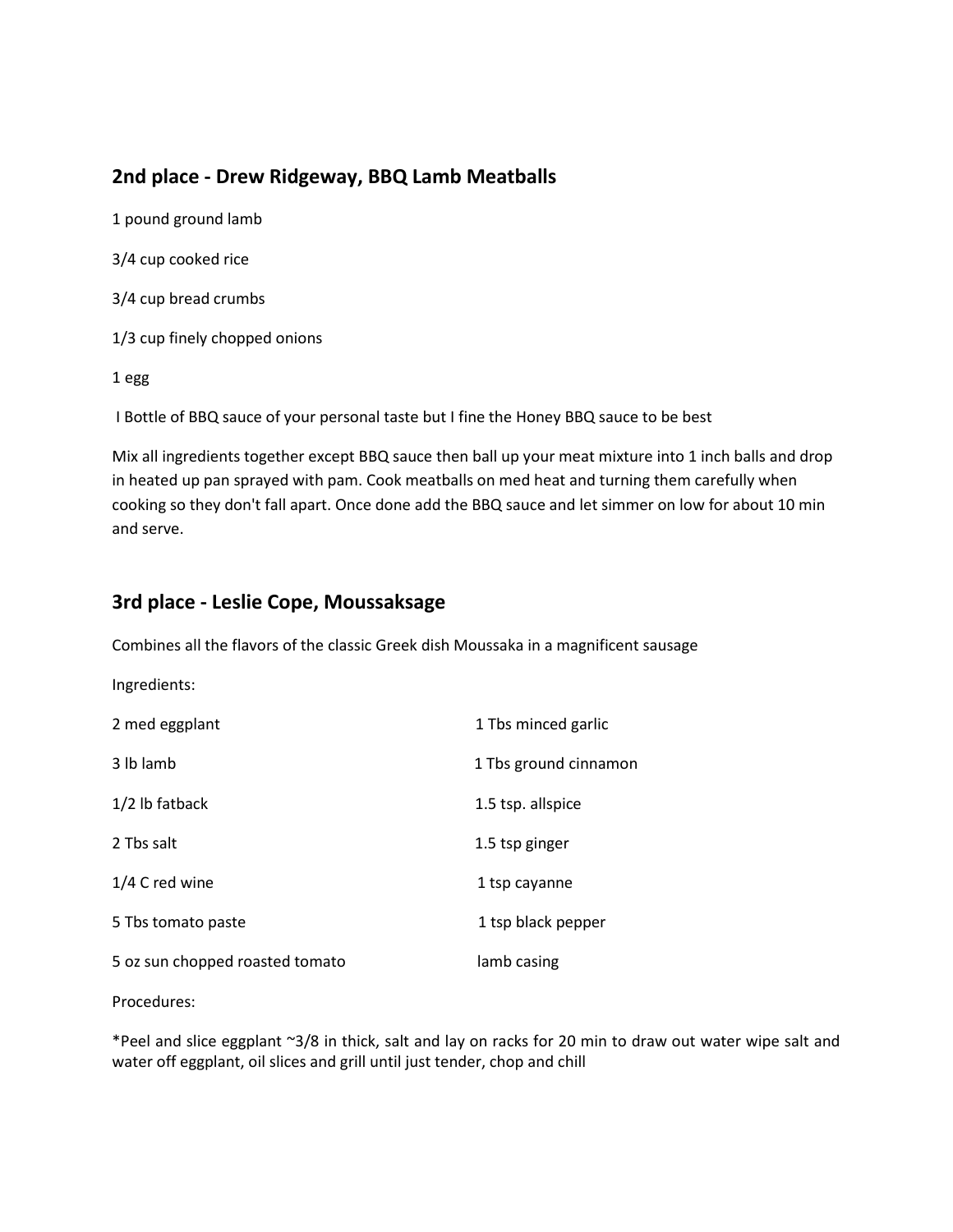## 2nd place - Drew Ridgeway, BBQ Lamb Meatballs

1 pound ground lamb

3/4 cup cooked rice

3/4 cup bread crumbs

1/3 cup finely chopped onions

1 egg

I Bottle of BBQ sauce of your personal taste but I fine the Honey BBQ sauce to be best

Mix all ingredients together except BBQ sauce then ball up your meat mixture into 1 inch balls and drop in heated up pan sprayed with pam. Cook meatballs on med heat and turning them carefully when cooking so they don't fall apart. Once done add the BBQ sauce and let simmer on low for about 10 min and serve.

## 3rd place - Leslie Cope, Moussaksage

Combines all the flavors of the classic Greek dish Moussaka in a magnificent sausage

Ingredients:

| | |
|---|---|
| 2 med eggplant | 1 Tbs minced garlic |
| 3 lb lamb | 1 Tbs ground cinnamon |
| 1/2 lb fatback | 1.5 tsp. allspice |
| 2 Tbs salt | 1.5 tsp ginger |
| 1/4 C red wine | 1 tsp cayanne |
| 5 Tbs tomato paste | 1 tsp black pepper |
| 5 oz sun chopped roasted tomato | lamb casing |

Procedures:

*Peel and slice eggplant ~3/8 in thick, salt and lay on racks for 20 min to draw out water wipe salt and water off eggplant, oil slices and grill until just tender, chop and chill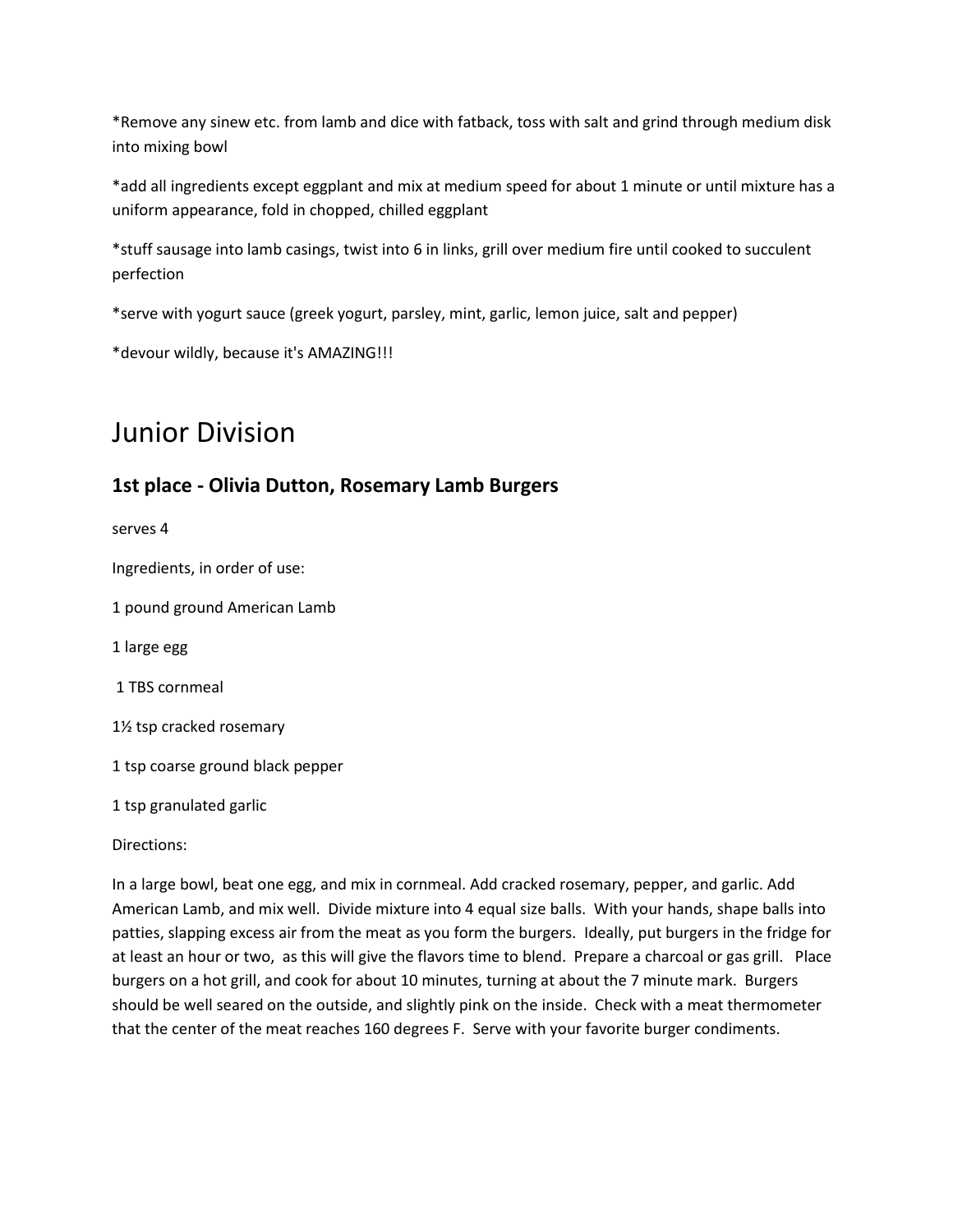*Remove any sinew etc. from lamb and dice with fatback, toss with salt and grind through medium disk into mixing bowl

*add all ingredients except eggplant and mix at medium speed for about 1 minute or until mixture has a uniform appearance, fold in chopped, chilled eggplant

*stuff sausage into lamb casings, twist into 6 in links, grill over medium fire until cooked to succulent perfection

*serve with yogurt sauce (greek yogurt, parsley, mint, garlic, lemon juice, salt and pepper)

*devour wildly, because it's AMAZING!!!

# Junior Division

## 1st place - Olivia Dutton, Rosemary Lamb Burgers

serves 4

Ingredients, in order of use:

1 pound ground American Lamb

1 large egg

1 TBS cornmeal

1½ tsp cracked rosemary

1 tsp coarse ground black pepper

1 tsp granulated garlic

Directions:

In a large bowl, beat one egg, and mix in cornmeal. Add cracked rosemary, pepper, and garlic. Add American Lamb, and mix well. Divide mixture into 4 equal size balls. With your hands, shape balls into patties, slapping excess air from the meat as you form the burgers. Ideally, put burgers in the fridge for at least an hour or two, as this will give the flavors time to blend. Prepare a charcoal or gas grill. Place burgers on a hot grill, and cook for about 10 minutes, turning at about the 7 minute mark. Burgers should be well seared on the outside, and slightly pink on the inside. Check with a meat thermometer that the center of the meat reaches 160 degrees F. Serve with your favorite burger condiments.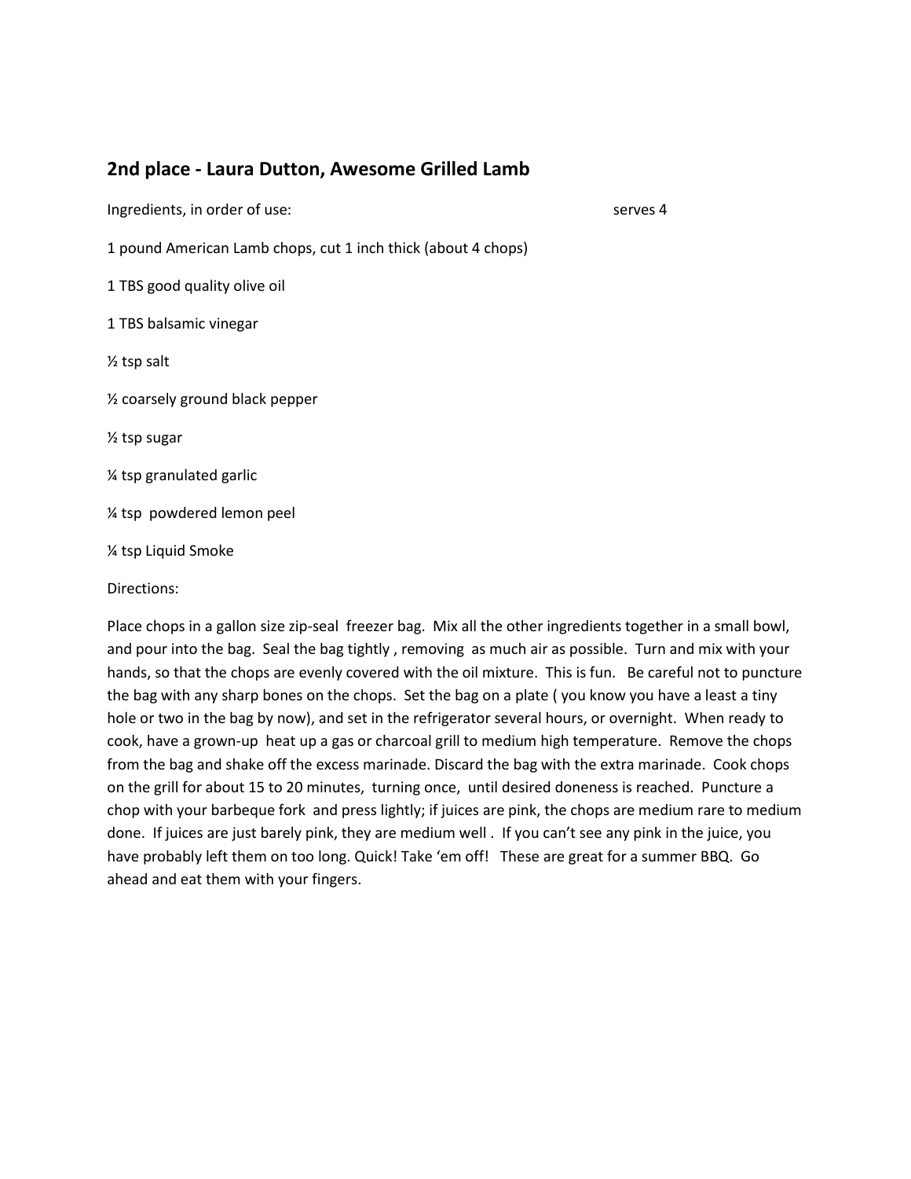## 2nd place - Laura Dutton, Awesome Grilled Lamb

Ingredients, in order of use: serves 4

1 pound American Lamb chops, cut 1 inch thick (about 4 chops)

1 TBS good quality olive oil

1 TBS balsamic vinegar

½ tsp salt

½ coarsely ground black pepper

½ tsp sugar

¼ tsp granulated garlic

¼ tsp powdered lemon peel

¼ tsp Liquid Smoke

Directions:

Place chops in a gallon size zip-seal freezer bag. Mix all the other ingredients together in a small bowl, and pour into the bag. Seal the bag tightly , removing as much air as possible. Turn and mix with your hands, so that the chops are evenly covered with the oil mixture. This is fun. Be careful not to puncture the bag with any sharp bones on the chops. Set the bag on a plate ( you know you have a least a tiny hole or two in the bag by now), and set in the refrigerator several hours, or overnight. When ready to cook, have a grown-up heat up a gas or charcoal grill to medium high temperature. Remove the chops from the bag and shake off the excess marinade. Discard the bag with the extra marinade. Cook chops on the grill for about 15 to 20 minutes, turning once, until desired doneness is reached. Puncture a chop with your barbeque fork and press lightly; if juices are pink, the chops are medium rare to medium done. If juices are just barely pink, they are medium well . If you can't see any pink in the juice, you have probably left them on too long. Quick! Take 'em off! These are great for a summer BBQ. Go ahead and eat them with your fingers.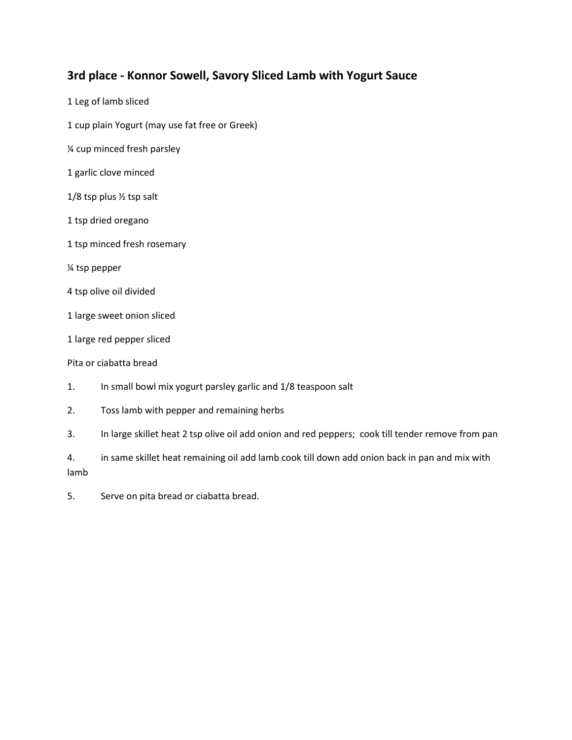## 3rd place - Konnor Sowell, Savory Sliced Lamb with Yogurt Sauce

1 Leg of lamb sliced

1 cup plain Yogurt (may use fat free or Greek)

¼ cup minced fresh parsley

1 garlic clove minced

1/8 tsp plus ½ tsp salt

1 tsp dried oregano

1 tsp minced fresh rosemary

¼ tsp pepper

4 tsp olive oil divided

1 large sweet onion sliced

1 large red pepper sliced

Pita or ciabatta bread

1. In small bowl mix yogurt parsley garlic and 1/8 teaspoon salt
2. Toss lamb with pepper and remaining herbs
3. In large skillet heat 2 tsp olive oil add onion and red peppers; cook till tender remove from pan
4. in same skillet heat remaining oil add lamb cook till down add onion back in pan and mix with lamb
5. Serve on pita bread or ciabatta bread.